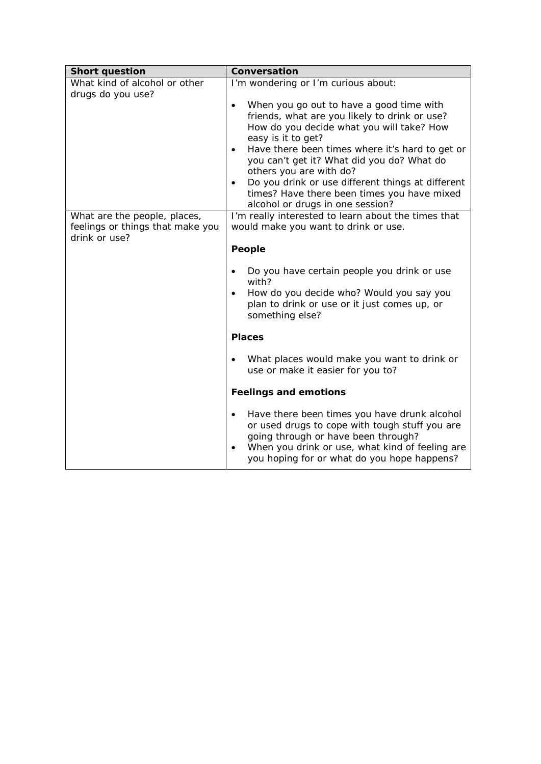| Short question | Conversation |
| --- | --- |
| What kind of alcohol or other drugs do you use? | I'm wondering or I'm curious about:<br><br>• When you go out to have a good time with friends, what are you likely to drink or use? How do you decide what you will take? How easy is it to get?<br>• Have there been times where it's hard to get or you can't get it? What did you do? What do others you are with do?<br>• Do you drink or use different things at different times? Have there been times you have mixed alcohol or drugs in one session? |
| What are the people, places, feelings or things that make you drink or use? | I'm really interested to learn about the times that would make you want to drink or use.<br><br>**People**<br><br>• Do you have certain people you drink or use with?<br>• How do you decide who? Would you say you plan to drink or use or it just comes up, or something else?<br><br>**Places**<br><br>• What places would make you want to drink or use or make it easier for you to?<br><br>**Feelings and emotions**<br><br>• Have there been times you have drunk alcohol or used drugs to cope with tough stuff you are going through or have been through?<br>• When you drink or use, what kind of feeling are you hoping for or what do you hope happens? |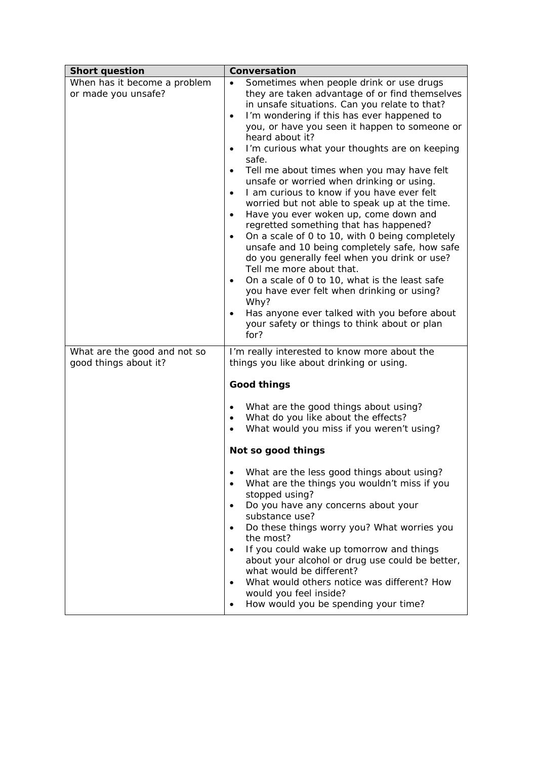| Short question | Conversation |
| --- | --- |
| When has it become a problem or made you unsafe? | • Sometimes when people drink or use drugs they are taken advantage of or find themselves in unsafe situations. Can you relate to that?<br>• I'm wondering if this has ever happened to you, or have you seen it happen to someone or heard about it?<br>• I'm curious what your thoughts are on keeping safe.<br>• Tell me about times when you may have felt unsafe or worried when drinking or using.<br>• I am curious to know if you have ever felt worried but not able to speak up at the time.<br>• Have you ever woken up, come down and regretted something that has happened?<br>• On a scale of 0 to 10, with 0 being completely unsafe and 10 being completely safe, how safe do you generally feel when you drink or use? Tell me more about that.<br>• On a scale of 0 to 10, what is the least safe you have ever felt when drinking or using? Why?<br>• Has anyone ever talked with you before about your safety or things to think about or plan for? |
| What are the good and not so good things about it? | I'm really interested to know more about the things you like about drinking or using.<br><br>**Good things**<br><br>• What are the good things about using?<br>• What do you like about the effects?<br>• What would you miss if you weren't using?<br><br>**Not so good things**<br><br>• What are the less good things about using?<br>• What are the things you wouldn't miss if you stopped using?<br>• Do you have any concerns about your substance use?<br>• Do these things worry you? What worries you the most?<br>• If you could wake up tomorrow and things about your alcohol or drug use could be better, what would be different?<br>• What would others notice was different? How would you feel inside?<br>• How would you be spending your time? |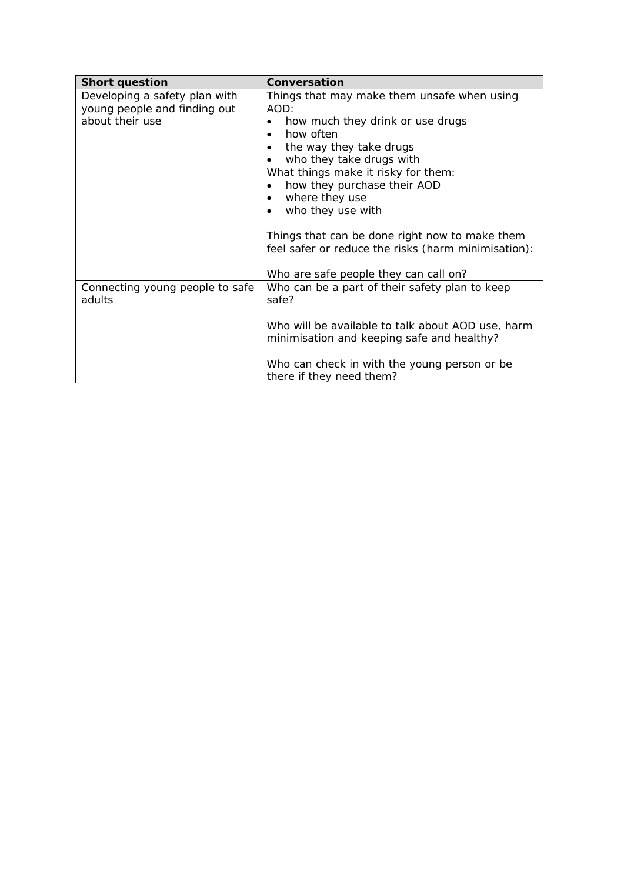| Short question | Conversation |
| --- | --- |
| Developing a safety plan with young people and finding out about their use | Things that may make them unsafe when using AOD:<br>• how much they drink or use drugs<br>• how often<br>• the way they take drugs<br>• who they take drugs with<br>What things make it risky for them:<br>• how they purchase their AOD<br>• where they use<br>• who they use with<br><br>Things that can be done right now to make them feel safer or reduce the risks (harm minimisation):<br><br>Who are safe people they can call on? |
| Connecting young people to safe adults | Who can be a part of their safety plan to keep safe?<br><br>Who will be available to talk about AOD use, harm minimisation and keeping safe and healthy?<br><br>Who can check in with the young person or be there if they need them? |